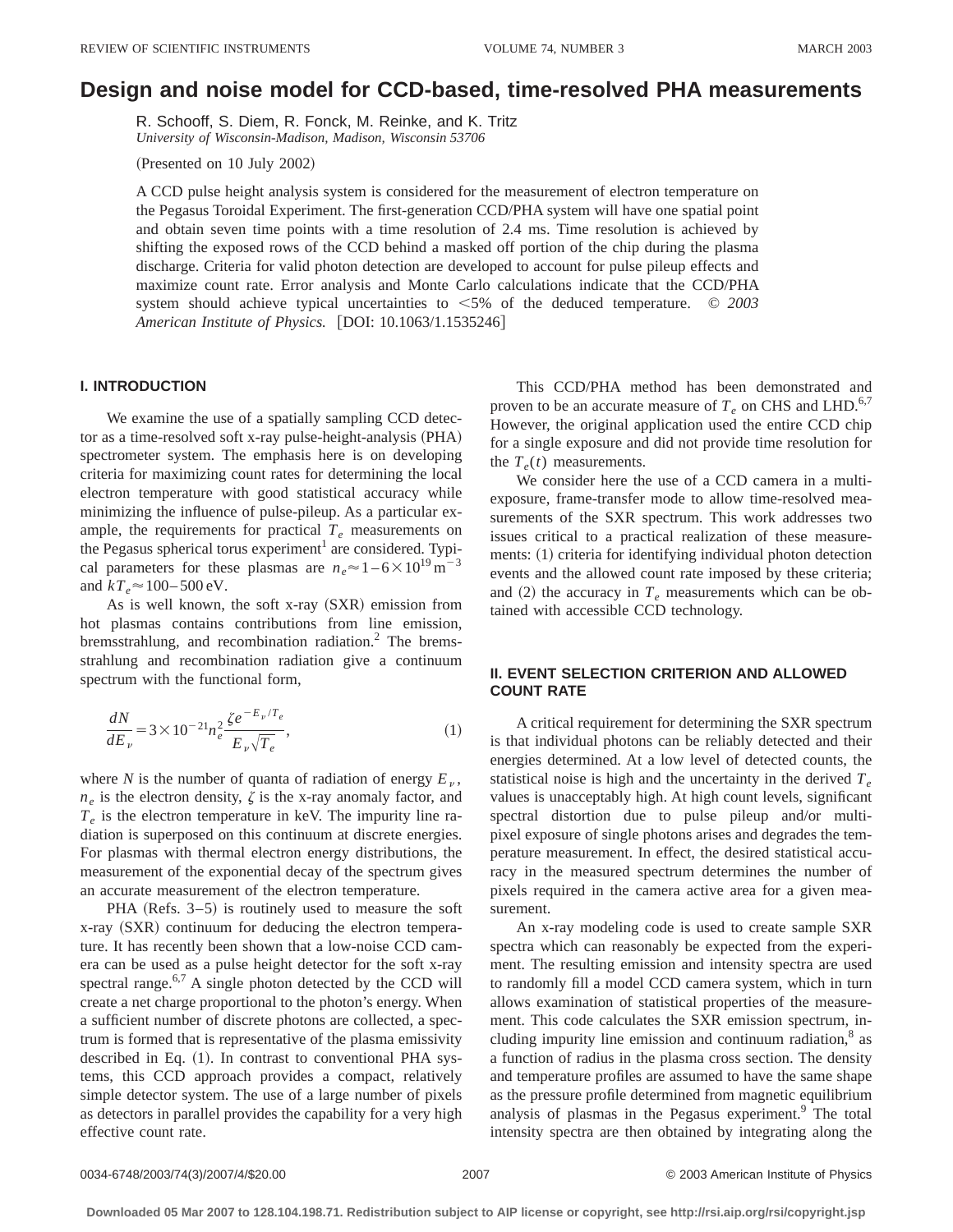# Design and noise model for CCD-based, time-resolved PHA measurements

R. Schooff, S. Diem, R. Fonck, M. Reinke, and K. Tritz
*University of Wisconsin-Madison, Madison, Wisconsin 53706*

(Presented on 10 July 2002)

A CCD pulse height analysis system is considered for the measurement of electron temperature on the Pegasus Toroidal Experiment. The first-generation CCD/PHA system will have one spatial point and obtain seven time points with a time resolution of 2.4 ms. Time resolution is achieved by shifting the exposed rows of the CCD behind a masked off portion of the chip during the plasma discharge. Criteria for valid photon detection are developed to account for pulse pileup effects and maximize count rate. Error analysis and Monte Carlo calculations indicate that the CCD/PHA system should achieve typical uncertainties to <5% of the deduced temperature. © *2003 American Institute of Physics.* [DOI: 10.1063/1.1535246]

## I. INTRODUCTION

We examine the use of a spatially sampling CCD detector as a time-resolved soft x-ray pulse-height-analysis (PHA) spectrometer system. The emphasis here is on developing criteria for maximizing count rates for determining the local electron temperature with good statistical accuracy while minimizing the influence of pulse-pileup. As a particular example, the requirements for practical $T_e$ measurements on the Pegasus spherical torus experiment[1] are considered. Typical parameters for these plasmas are $n_e \approx 1-6\times10^{19}\,\mathrm{m}^{-3}$ and $kT_e \approx 100-500\,\mathrm{eV}$.

As is well known, the soft x-ray (SXR) emission from hot plasmas contains contributions from line emission, bremsstrahlung, and recombination radiation.[2] The bremsstrahlung and recombination radiation give a continuum spectrum with the functional form,

$$\frac{dN}{dE_\nu} = 3\times10^{-21} n_e^2 \frac{\zeta e^{-E_\nu/T_e}}{E_\nu\sqrt{T_e}}, \tag{1}$$

where $N$ is the number of quanta of radiation of energy $E_\nu$, $n_e$ is the electron density, $\zeta$ is the x-ray anomaly factor, and $T_e$ is the electron temperature in keV. The impurity line radiation is superposed on this continuum at discrete energies. For plasmas with thermal electron energy distributions, the measurement of the exponential decay of the spectrum gives an accurate measurement of the electron temperature.

PHA (Refs. 3–5) is routinely used to measure the soft x-ray (SXR) continuum for deducing the electron temperature. It has recently been shown that a low-noise CCD camera can be used as a pulse height detector for the soft x-ray spectral range.[6,7] A single photon detected by the CCD will create a net charge proportional to the photon's energy. When a sufficient number of discrete photons are collected, a spectrum is formed that is representative of the plasma emissivity described in Eq. (1). In contrast to conventional PHA systems, this CCD approach provides a compact, relatively simple detector system. The use of a large number of pixels as detectors in parallel provides the capability for a very high effective count rate.

This CCD/PHA method has been demonstrated and proven to be an accurate measure of $T_e$ on CHS and LHD.[6,7] However, the original application used the entire CCD chip for a single exposure and did not provide time resolution for the $T_e(t)$ measurements.

We consider here the use of a CCD camera in a multi-exposure, frame-transfer mode to allow time-resolved measurements of the SXR spectrum. This work addresses two issues critical to a practical realization of these measurements: (1) criteria for identifying individual photon detection events and the allowed count rate imposed by these criteria; and (2) the accuracy in $T_e$ measurements which can be obtained with accessible CCD technology.

## II. EVENT SELECTION CRITERION AND ALLOWED COUNT RATE

A critical requirement for determining the SXR spectrum is that individual photons can be reliably detected and their energies determined. At a low level of detected counts, the statistical noise is high and the uncertainty in the derived $T_e$ values is unacceptably high. At high count levels, significant spectral distortion due to pulse pileup and/or multi-pixel exposure of single photons arises and degrades the temperature measurement. In effect, the desired statistical accuracy in the measured spectrum determines the number of pixels required in the camera active area for a given measurement.

An x-ray modeling code is used to create sample SXR spectra which can reasonably be expected from the experiment. The resulting emission and intensity spectra are used to randomly fill a model CCD camera system, which in turn allows examination of statistical properties of the measurement. This code calculates the SXR emission spectrum, including impurity line emission and continuum radiation,[8] as a function of radius in the plasma cross section. The density and temperature profiles are assumed to have the same shape as the pressure profile determined from magnetic equilibrium analysis of plasmas in the Pegasus experiment.[9] The total intensity spectra are then obtained by integrating along the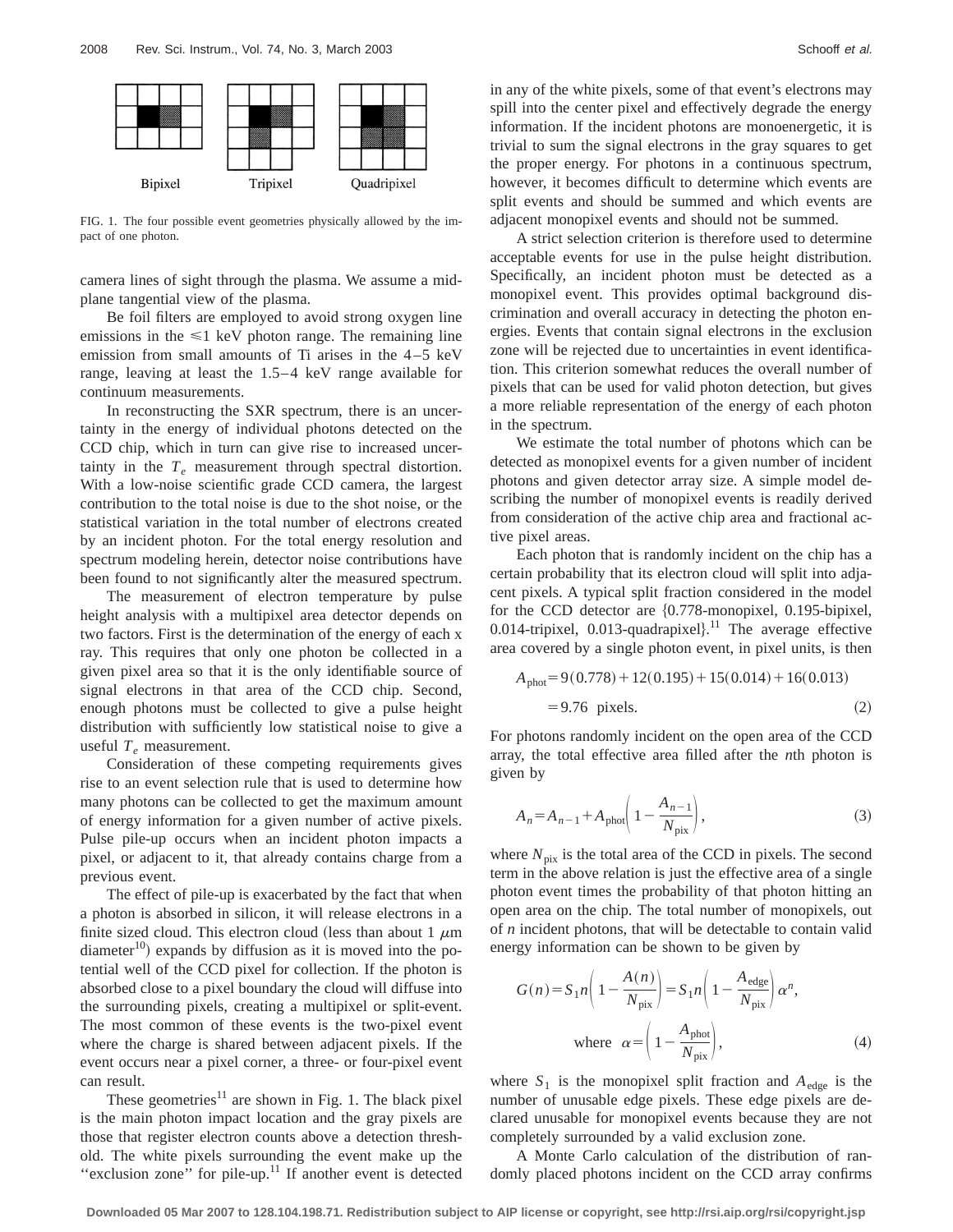Bipixel Tripixel Quadripixel

FIG. 1. The four possible event geometries physically allowed by the impact of one photon.

camera lines of sight through the plasma. We assume a midplane tangential view of the plasma.

Be foil filters are employed to avoid strong oxygen line emissions in the $\leqslant 1$ keV photon range. The remaining line emission from small amounts of Ti arises in the 4–5 keV range, leaving at least the 1.5–4 keV range available for continuum measurements.

In reconstructing the SXR spectrum, there is an uncertainty in the energy of individual photons detected on the CCD chip, which in turn can give rise to increased uncertainty in the $T_e$ measurement through spectral distortion. With a low-noise scientific grade CCD camera, the largest contribution to the total noise is due to the shot noise, or the statistical variation in the total number of electrons created by an incident photon. For the total energy resolution and spectrum modeling herein, detector noise contributions have been found to not significantly alter the measured spectrum.

The measurement of electron temperature by pulse height analysis with a multipixel area detector depends on two factors. First is the determination of the energy of each x ray. This requires that only one photon be collected in a given pixel area so that it is the only identifiable source of signal electrons in that area of the CCD chip. Second, enough photons must be collected to give a pulse height distribution with sufficiently low statistical noise to give a useful $T_e$ measurement.

Consideration of these competing requirements gives rise to an event selection rule that is used to determine how many photons can be collected to get the maximum amount of energy information for a given number of active pixels. Pulse pile-up occurs when an incident photon impacts a pixel, or adjacent to it, that already contains charge from a previous event.

The effect of pile-up is exacerbated by the fact that when a photon is absorbed in silicon, it will release electrons in a finite sized cloud. This electron cloud (less than about 1 $\mu$m diameter[10]) expands by diffusion as it is moved into the potential well of the CCD pixel for collection. If the photon is absorbed close to a pixel boundary the cloud will diffuse into the surrounding pixels, creating a multipixel or split-event. The most common of these events is the two-pixel event where the charge is shared between adjacent pixels. If the event occurs near a pixel corner, a three- or four-pixel event can result.

These geometries[11] are shown in Fig. 1. The black pixel is the main photon impact location and the gray pixels are those that register electron counts above a detection threshold. The white pixels surrounding the event make up the "exclusion zone" for pile-up.[11] If another event is detected in any of the white pixels, some of that event's electrons may spill into the center pixel and effectively degrade the energy information. If the incident photons are monoenergetic, it is trivial to sum the signal electrons in the gray squares to get the proper energy. For photons in a continuous spectrum, however, it becomes difficult to determine which events are split events and should be summed and which events are adjacent monopixel events and should not be summed.

A strict selection criterion is therefore used to determine acceptable events for use in the pulse height distribution. Specifically, an incident photon must be detected as a monopixel event. This provides optimal background discrimination and overall accuracy in detecting the photon energies. Events that contain signal electrons in the exclusion zone will be rejected due to uncertainties in event identification. This criterion somewhat reduces the overall number of pixels that can be used for valid photon detection, but gives a more reliable representation of the energy of each photon in the spectrum.

We estimate the total number of photons which can be detected as monopixel events for a given number of incident photons and given detector array size. A simple model describing the number of monopixel events is readily derived from consideration of the active chip area and fractional active pixel areas.

Each photon that is randomly incident on the chip has a certain probability that its electron cloud will split into adjacent pixels. A typical split fraction considered in the model for the CCD detector are {0.778-monopixel, 0.195-bipixel, 0.014-tripixel, 0.013-quadrapixel}.[11] The average effective area covered by a single photon event, in pixel units, is then

$$A_{\mathrm{phot}} = 9(0.778) + 12(0.195) + 15(0.014) + 16(0.013) = 9.76 \ \text{pixels}. \tag{2}$$

For photons randomly incident on the open area of the CCD array, the total effective area filled after the $n$th photon is given by

$$A_n = A_{n-1} + A_{\mathrm{phot}}\left(1 - \frac{A_{n-1}}{N_{\mathrm{pix}}}\right), \tag{3}$$

where $N_{\mathrm{pix}}$ is the total area of the CCD in pixels. The second term in the above relation is just the effective area of a single photon event times the probability of that photon hitting an open area on the chip. The total number of monopixels, out of $n$ incident photons, that will be detectable to contain valid energy information can be shown to be given by

$$G(n) = S_1 n\left(1 - \frac{A(n)}{N_{\mathrm{pix}}}\right) = S_1 n\left(1 - \frac{A_{\mathrm{edge}}}{N_{\mathrm{pix}}}\right)\alpha^n,$$
$$\text{where} \quad \alpha = \left(1 - \frac{A_{\mathrm{phot}}}{N_{\mathrm{pix}}}\right), \tag{4}$$

where $S_1$ is the monopixel split fraction and $A_{\mathrm{edge}}$ is the number of unusable edge pixels. These edge pixels are declared unusable for monopixel events because they are not completely surrounded by a valid exclusion zone.

A Monte Carlo calculation of the distribution of randomly placed photons incident on the CCD array confirms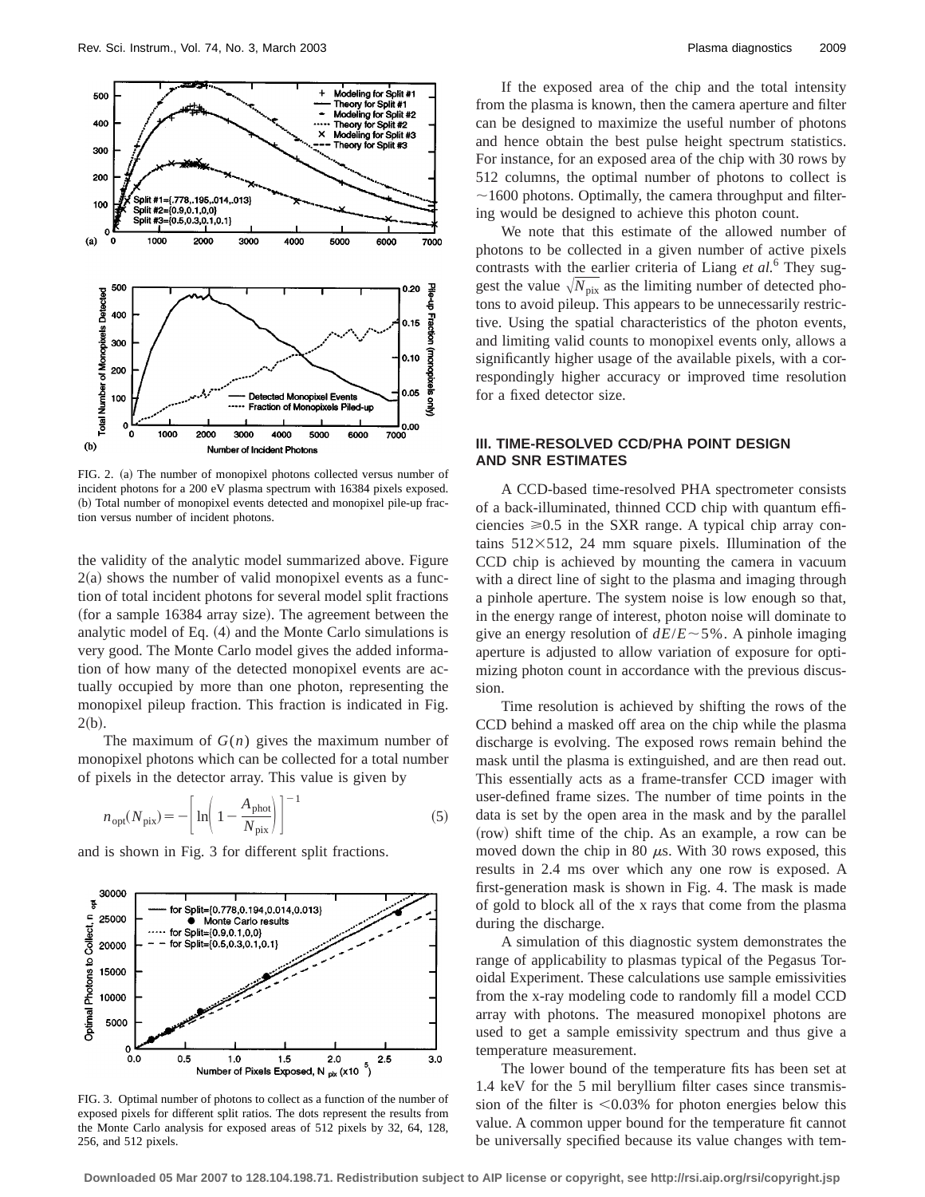FIG. 2. (a) The number of monopixel photons collected versus number of incident photons for a 200 eV plasma spectrum with 16384 pixels exposed. (b) Total number of monopixel events detected and monopixel pile-up fraction versus number of incident photons.

the validity of the analytic model summarized above. Figure 2(a) shows the number of valid monopixel events as a function of total incident photons for several model split fractions (for a sample 16384 array size). The agreement between the analytic model of Eq. (4) and the Monte Carlo simulations is very good. The Monte Carlo model gives the added information of how many of the detected monopixel events are actually occupied by more than one photon, representing the monopixel pileup fraction. This fraction is indicated in Fig. 2(b).

The maximum of $G(n)$ gives the maximum number of monopixel photons which can be collected for a total number of pixels in the detector array. This value is given by

$$n_{\mathrm{opt}}(N_{\mathrm{pix}}) = -\left[\ln\left(1-\frac{A_{\mathrm{phot}}}{N_{\mathrm{pix}}}\right)\right]^{-1} \tag{5}$$

and is shown in Fig. 3 for different split fractions.

FIG. 3. Optimal number of photons to collect as a function of the number of exposed pixels for different split ratios. The dots represent the results from the Monte Carlo analysis for exposed areas of 512 pixels by 32, 64, 128, 256, and 512 pixels.

If the exposed area of the chip and the total intensity from the plasma is known, then the camera aperture and filter can be designed to maximize the useful number of photons and hence obtain the best pulse height spectrum statistics. For instance, for an exposed area of the chip with 30 rows by 512 columns, the optimal number of photons to collect is ~1600 photons. Optimally, the camera throughput and filtering would be designed to achieve this photon count.

We note that this estimate of the allowed number of photons to be collected in a given number of active pixels contrasts with the earlier criteria of Liang *et al.*[6] They suggest the value $\sqrt{N_{\mathrm{pix}}}$ as the limiting number of detected photons to avoid pileup. This appears to be unnecessarily restrictive. Using the spatial characteristics of the photon events, and limiting valid counts to monopixel events only, allows a significantly higher usage of the available pixels, with a correspondingly higher accuracy or improved time resolution for a fixed detector size.

## III. TIME-RESOLVED CCD/PHA POINT DESIGN AND SNR ESTIMATES

A CCD-based time-resolved PHA spectrometer consists of a back-illuminated, thinned CCD chip with quantum efficiencies $\geqslant 0.5$ in the SXR range. A typical chip array contains $512\times 512$, 24 mm square pixels. Illumination of the CCD chip is achieved by mounting the camera in vacuum with a direct line of sight to the plasma and imaging through a pinhole aperture. The system noise is low enough so that, in the energy range of interest, photon noise will dominate to give an energy resolution of $dE/E\sim 5\%$. A pinhole imaging aperture is adjusted to allow variation of exposure for optimizing photon count in accordance with the previous discussion.

Time resolution is achieved by shifting the rows of the CCD behind a masked off area on the chip while the plasma discharge is evolving. The exposed rows remain behind the mask until the plasma is extinguished, and are then read out. This essentially acts as a frame-transfer CCD imager with user-defined frame sizes. The number of time points in the data is set by the open area in the mask and by the parallel (row) shift time of the chip. As an example, a row can be moved down the chip in 80 $\mu$s. With 30 rows exposed, this results in 2.4 ms over which any one row is exposed. A first-generation mask is shown in Fig. 4. The mask is made of gold to block all of the x rays that come from the plasma during the discharge.

A simulation of this diagnostic system demonstrates the range of applicability to plasmas typical of the Pegasus Toroidal Experiment. These calculations use sample emissivities from the x-ray modeling code to randomly fill a model CCD array with photons. The measured monopixel photons are used to get a sample emissivity spectrum and thus give a temperature measurement.

The lower bound of the temperature fits has been set at 1.4 keV for the 5 mil beryllium filter cases since transmission of the filter is <0.03% for photon energies below this value. A common upper bound for the temperature fit cannot be universally specified because its value changes with tem-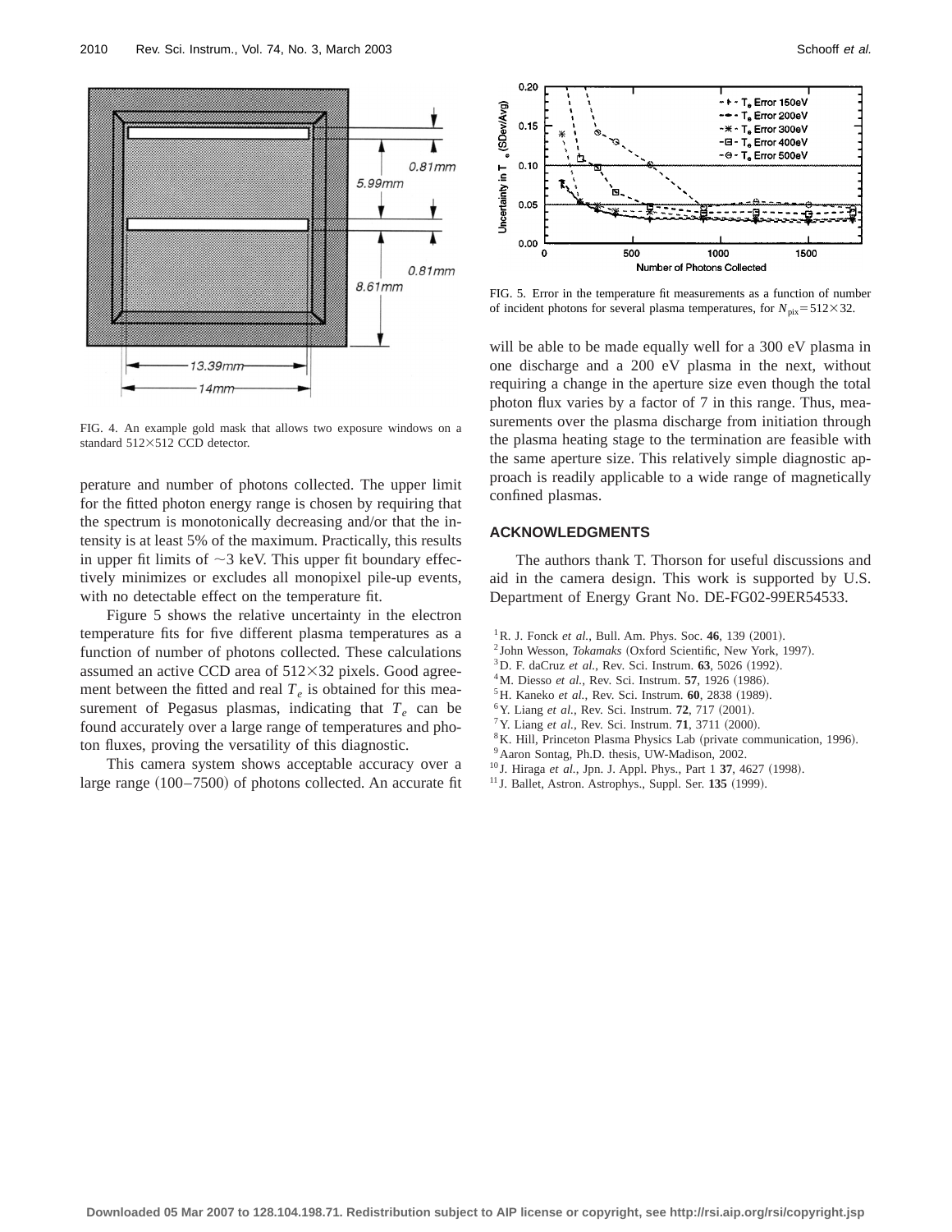0.81mm
5.99mm
0.81mm
8.61mm
13.39mm
14mm

FIG. 4. An example gold mask that allows two exposure windows on a standard 512×512 CCD detector.

perature and number of photons collected. The upper limit for the fitted photon energy range is chosen by requiring that the spectrum is monotonically decreasing and/or that the intensity is at least 5% of the maximum. Practically, this results in upper fit limits of ~3 keV. This upper fit boundary effectively minimizes or excludes all monopixel pile-up events, with no detectable effect on the temperature fit.

Figure 5 shows the relative uncertainty in the electron temperature fits for five different plasma temperatures as a function of number of photons collected. These calculations assumed an active CCD area of 512×32 pixels. Good agreement between the fitted and real $T_e$ is obtained for this measurement of Pegasus plasmas, indicating that $T_e$ can be found accurately over a large range of temperatures and photon fluxes, proving the versatility of this diagnostic.

This camera system shows acceptable accuracy over a large range (100–7500) of photons collected. An accurate fit will be able to be made equally well for a 300 eV plasma in one discharge and a 200 eV plasma in the next, without requiring a change in the aperture size even though the total photon flux varies by a factor of 7 in this range. Thus, measurements over the plasma discharge from initiation through the plasma heating stage to the termination are feasible with the same aperture size. This relatively simple diagnostic approach is readily applicable to a wide range of magnetically confined plasmas.

Uncertainty in $T_e$ (SDev/Avg)
0.20
0.15
0.10
0.05
0.00
0
500
1000
1500
Number of Photons Collected
$T_e$ Error 150eV
$T_e$ Error 200eV
$T_e$ Error 300eV
$T_e$ Error 400eV
$T_e$ Error 500eV

FIG. 5. Error in the temperature fit measurements as a function of number of incident photons for several plasma temperatures, for $N_{\text{pix}} = 512\times 32$.

## ACKNOWLEDGMENTS

The authors thank T. Thorson for useful discussions and aid in the camera design. This work is supported by U.S. Department of Energy Grant No. DE-FG02-99ER54533.

[1] R. J. Fonck *et al.*, Bull. Am. Phys. Soc. **46**, 139 (2001).
[2] John Wesson, *Tokamaks* (Oxford Scientific, New York, 1997).
[3] D. F. daCruz *et al.*, Rev. Sci. Instrum. **63**, 5026 (1992).
[4] M. Diesso *et al.*, Rev. Sci. Instrum. **57**, 1926 (1986).
[5] H. Kaneko *et al.*, Rev. Sci. Instrum. **60**, 2838 (1989).
[6] Y. Liang *et al.*, Rev. Sci. Instrum. **72**, 717 (2001).
[7] Y. Liang *et al.*, Rev. Sci. Instrum. **71**, 3711 (2000).
[8] K. Hill, Princeton Plasma Physics Lab (private communication, 1996).
[9] Aaron Sontag, Ph.D. thesis, UW-Madison, 2002.
[10] J. Hiraga *et al.*, Jpn. J. Appl. Phys., Part 1 **37**, 4627 (1998).
[11] J. Ballet, Astron. Astrophys., Suppl. Ser. **135** (1999).